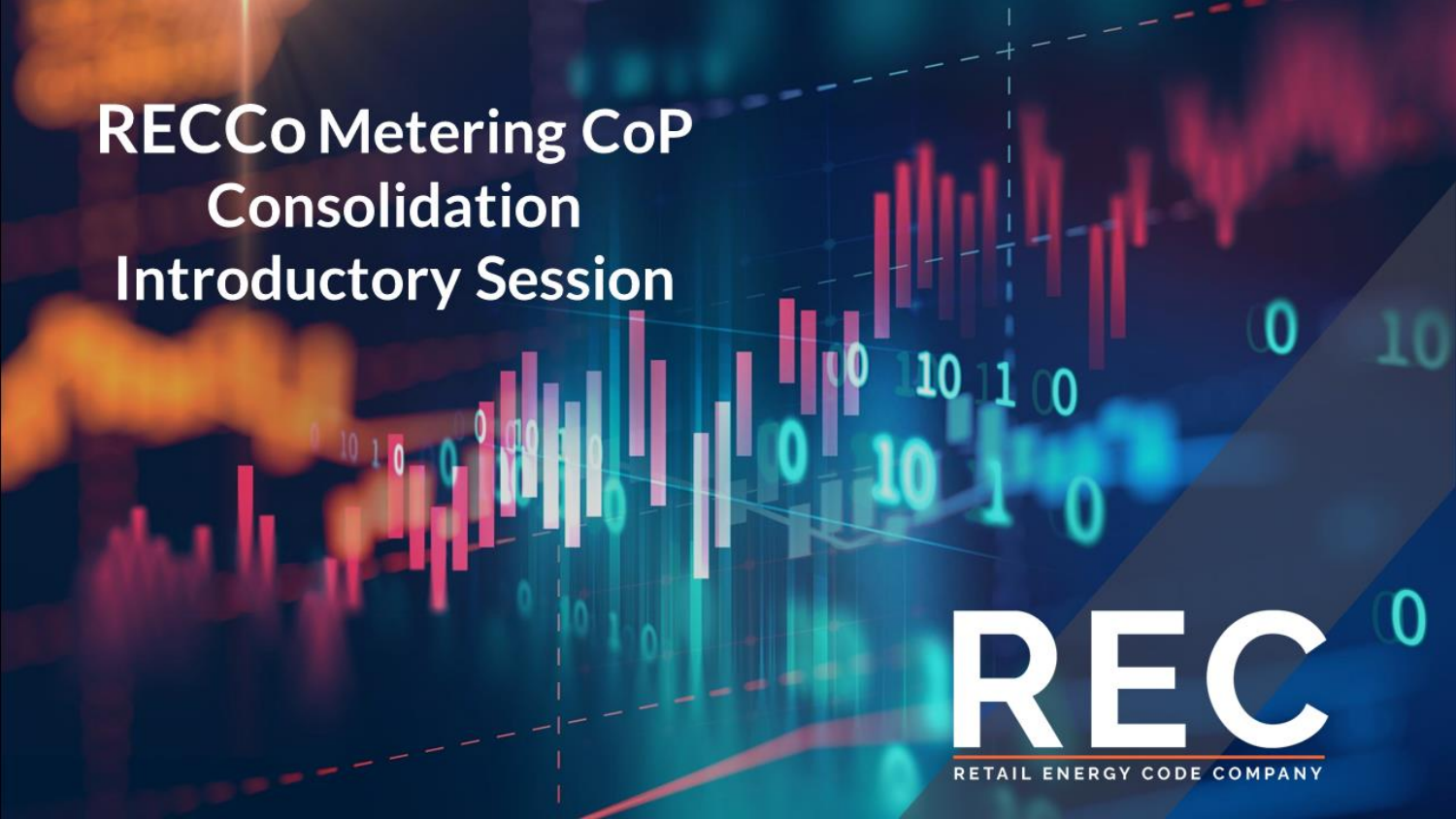# RECCo Metering CoP Consolidation Introductory Session

REC

RETAIL ENERGY CODE COMPANY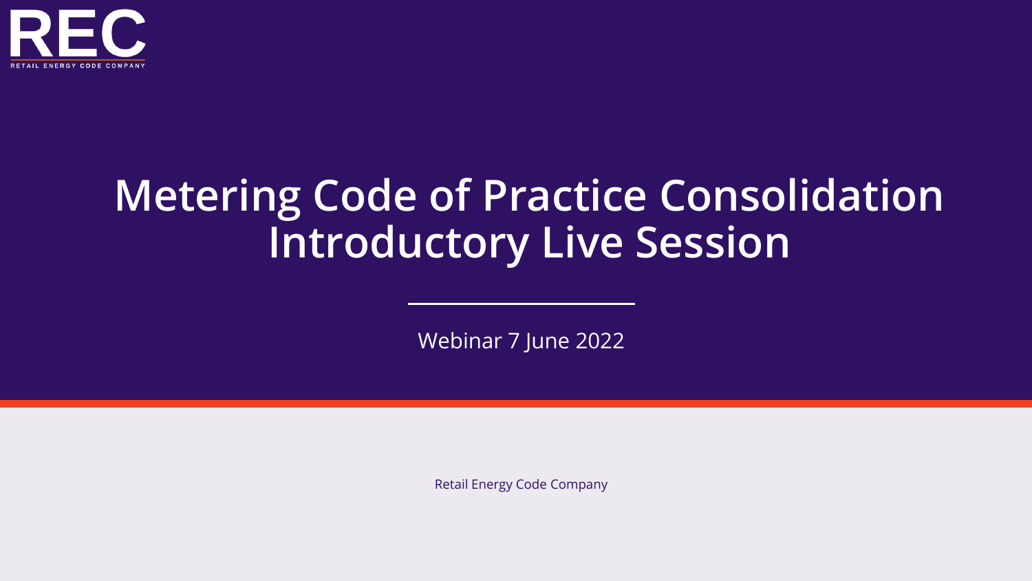REC

RETAIL ENERGY CODE COMPANY

# Metering Code of Practice Consolidation Introductory Live Session

Webinar 7 June 2022

Retail Energy Code Company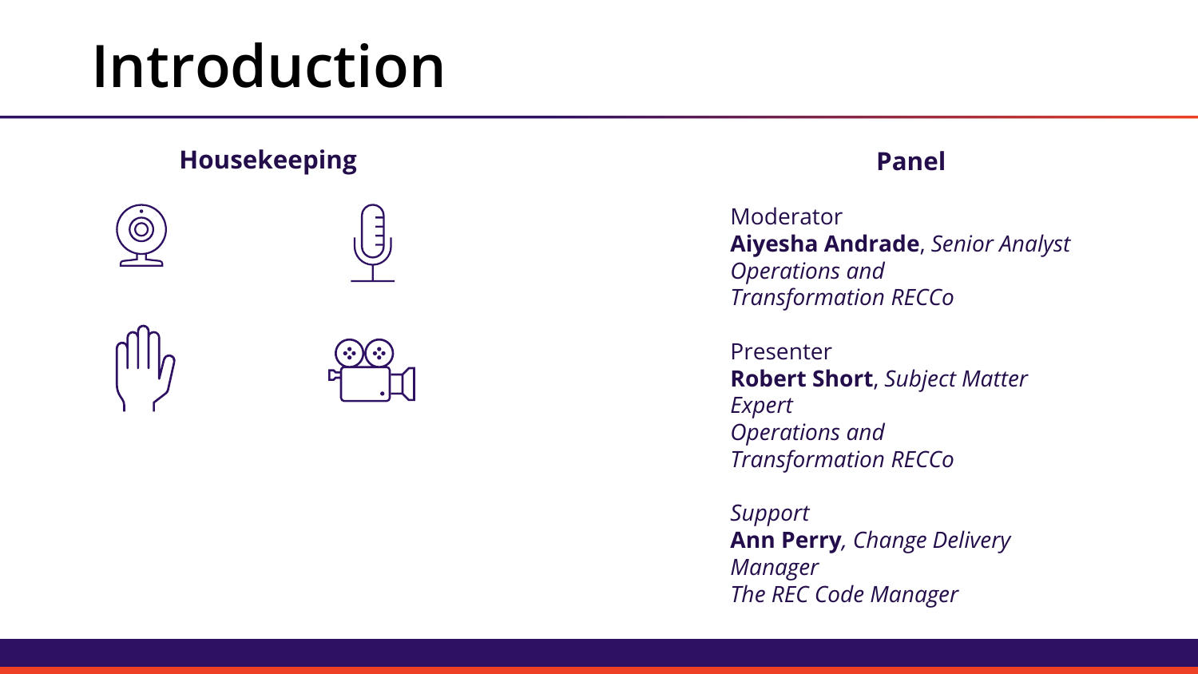# Introduction

## Housekeeping

## Panel

Moderator
**Aiyesha Andrade**, *Senior Analyst Operations and Transformation RECCo*

Presenter
**Robert Short**, *Subject Matter Expert Operations and Transformation RECCo*

*Support*
***Ann Perry**, Change Delivery Manager The REC Code Manager*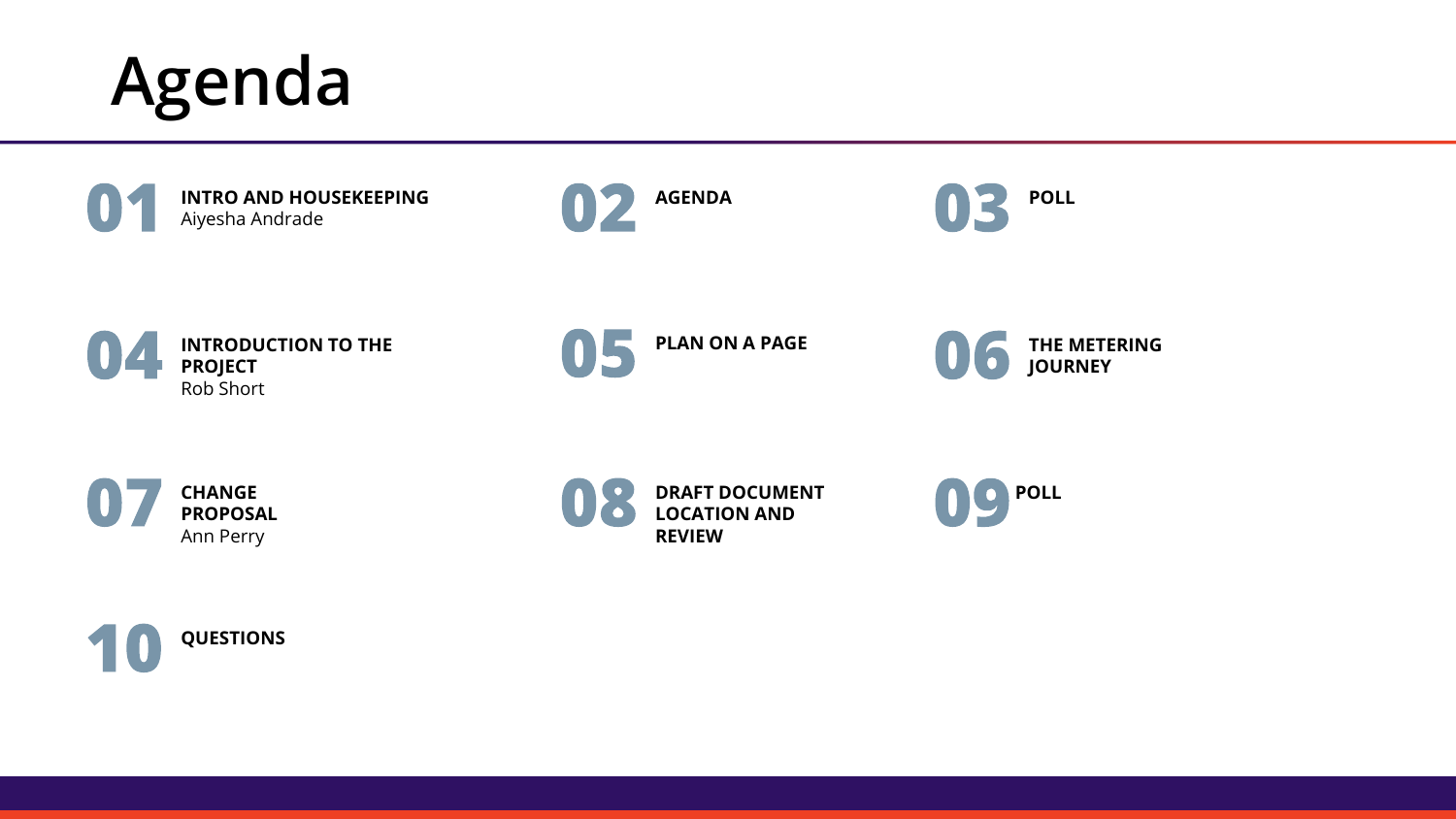# Agenda

**01** **INTRO AND HOUSEKEEPING**
Aiyesha Andrade

**02** **AGENDA**

**03** **POLL**

**04** **INTRODUCTION TO THE PROJECT**
Rob Short

**05** **PLAN ON A PAGE**

**06** **THE METERING JOURNEY**

**07** **CHANGE PROPOSAL**
Ann Perry

**08** **DRAFT DOCUMENT LOCATION AND REVIEW**

**09** **POLL**

**10** **QUESTIONS**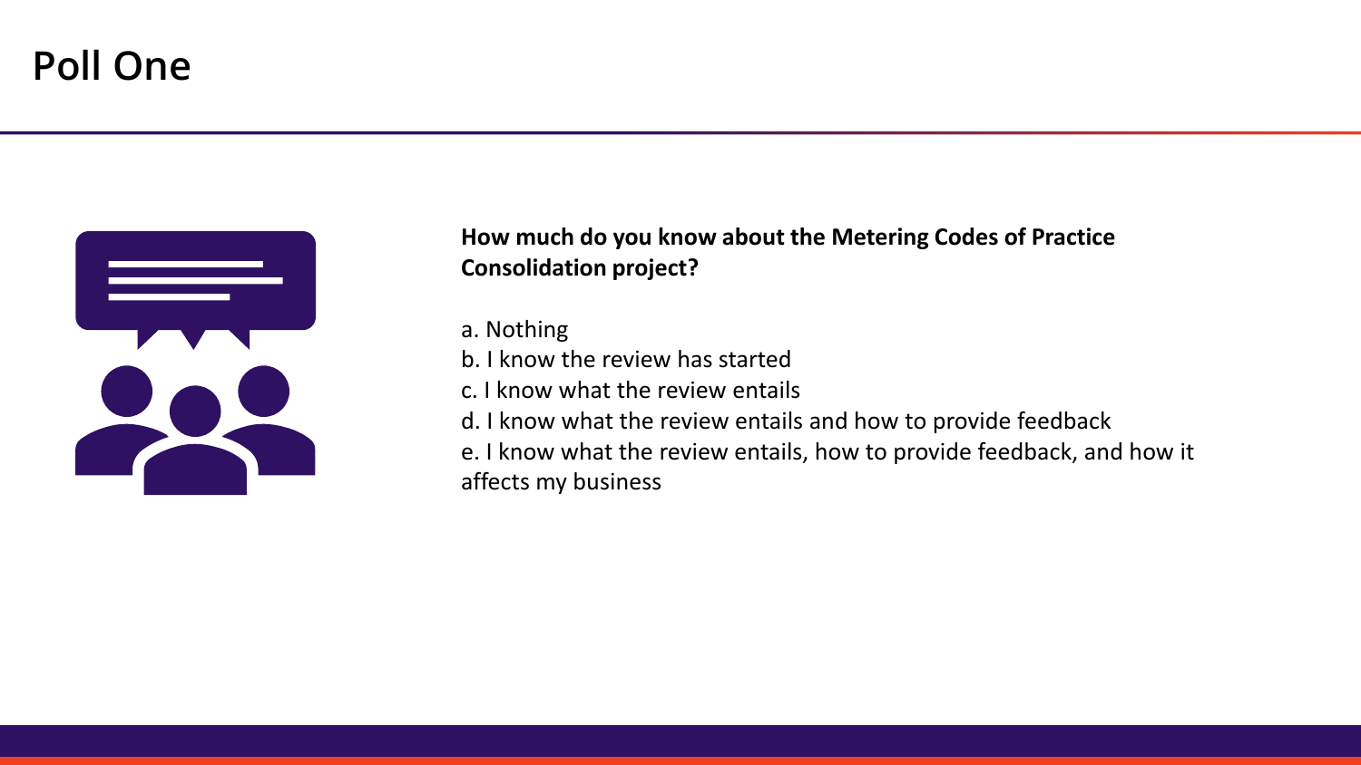# Poll One

**How much do you know about the Metering Codes of Practice Consolidation project?**

a. Nothing
b. I know the review has started
c. I know what the review entails
d. I know what the review entails and how to provide feedback
e. I know what the review entails, how to provide feedback, and how it affects my business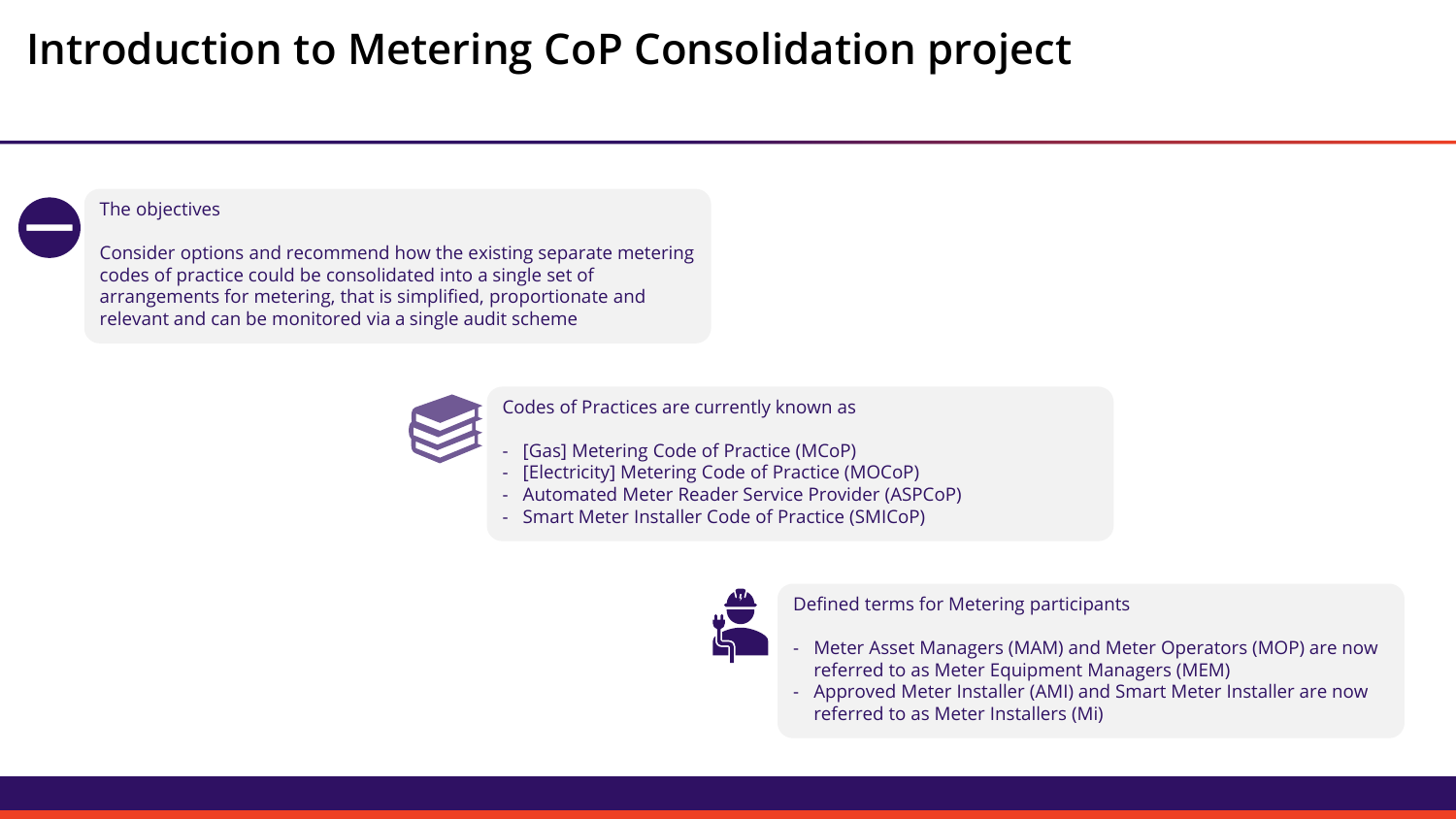# Introduction to Metering CoP Consolidation project

The objectives

Consider options and recommend how the existing separate metering codes of practice could be consolidated into a single set of arrangements for metering, that is simplified, proportionate and relevant and can be monitored via a single audit scheme

Codes of Practices are currently known as

- [Gas] Metering Code of Practice (MCoP)
- [Electricity] Metering Code of Practice (MOCoP)
- Automated Meter Reader Service Provider (ASPCoP)
- Smart Meter Installer Code of Practice (SMICoP)

Defined terms for Metering participants

- Meter Asset Managers (MAM) and Meter Operators (MOP) are now referred to as Meter Equipment Managers (MEM)
- Approved Meter Installer (AMI) and Smart Meter Installer are now referred to as Meter Installers (Mi)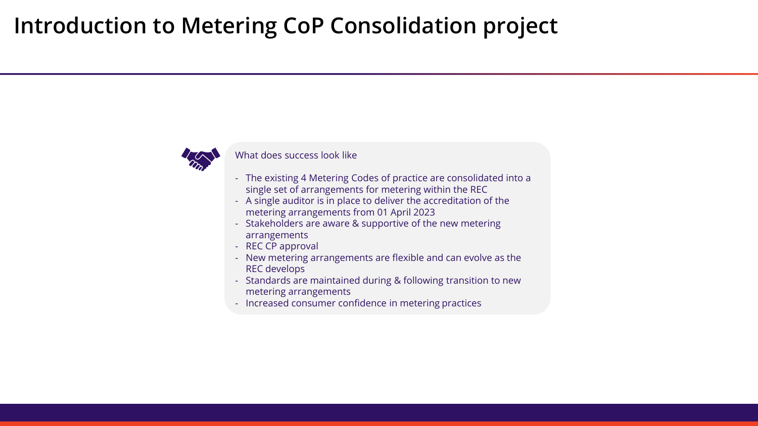# Introduction to Metering CoP Consolidation project

What does success look like

- The existing 4 Metering Codes of practice are consolidated into a single set of arrangements for metering within the REC
- A single auditor is in place to deliver the accreditation of the metering arrangements from 01 April 2023
- Stakeholders are aware & supportive of the new metering arrangements
- REC CP approval
- New metering arrangements are flexible and can evolve as the REC develops
- Standards are maintained during & following transition to new metering arrangements
- Increased consumer confidence in metering practices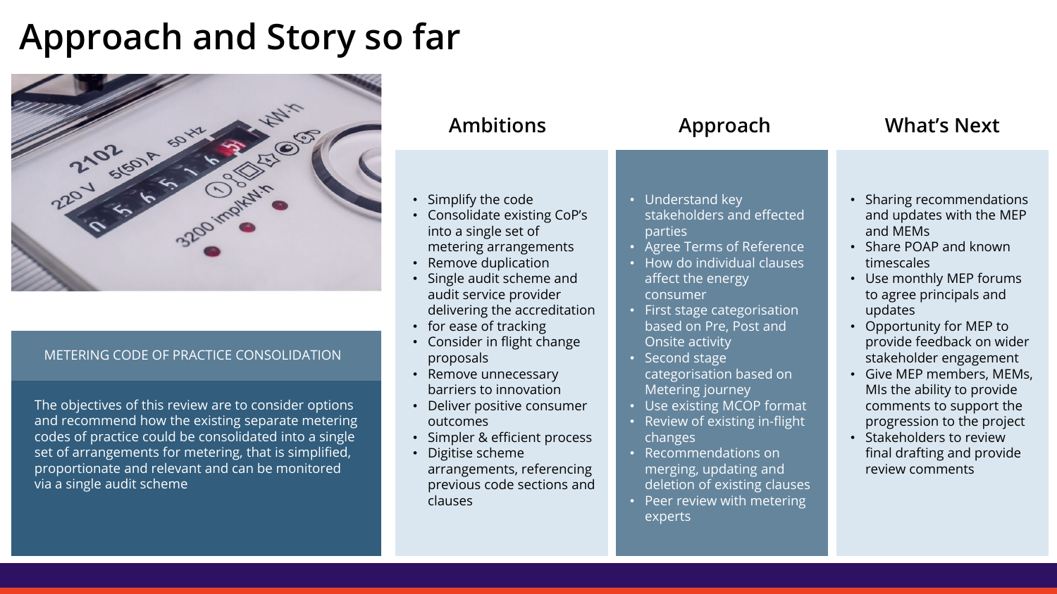# Approach and Story so far

## METERING CODE OF PRACTICE CONSOLIDATION

The objectives of this review are to consider options and recommend how the existing separate metering codes of practice could be consolidated into a single set of arrangements for metering, that is simplified, proportionate and relevant and can be monitored via a single audit scheme

### Ambitions

- Simplify the code
- Consolidate existing CoP's into a single set of metering arrangements
- Remove duplication
- Single audit scheme and audit service provider delivering the accreditation
- for ease of tracking
- Consider in flight change proposals
- Remove unnecessary barriers to innovation
- Deliver positive consumer outcomes
- Simpler & efficient process
- Digitise scheme arrangements, referencing previous code sections and clauses

### Approach

- Understand key stakeholders and effected parties
- Agree Terms of Reference
- How do individual clauses affect the energy consumer
- First stage categorisation based on Pre, Post and Onsite activity
- Second stage categorisation based on Metering journey
- Use existing MCOP format
- Review of existing in-flight changes
- Recommendations on merging, updating and deletion of existing clauses
- Peer review with metering experts

### What's Next

- Sharing recommendations and updates with the MEP and MEMs
- Share POAP and known timescales
- Use monthly MEP forums to agree principals and updates
- Opportunity for MEP to provide feedback on wider stakeholder engagement
- Give MEP members, MEMs, MIs the ability to provide comments to support the progression to the project
- Stakeholders to review final drafting and provide review comments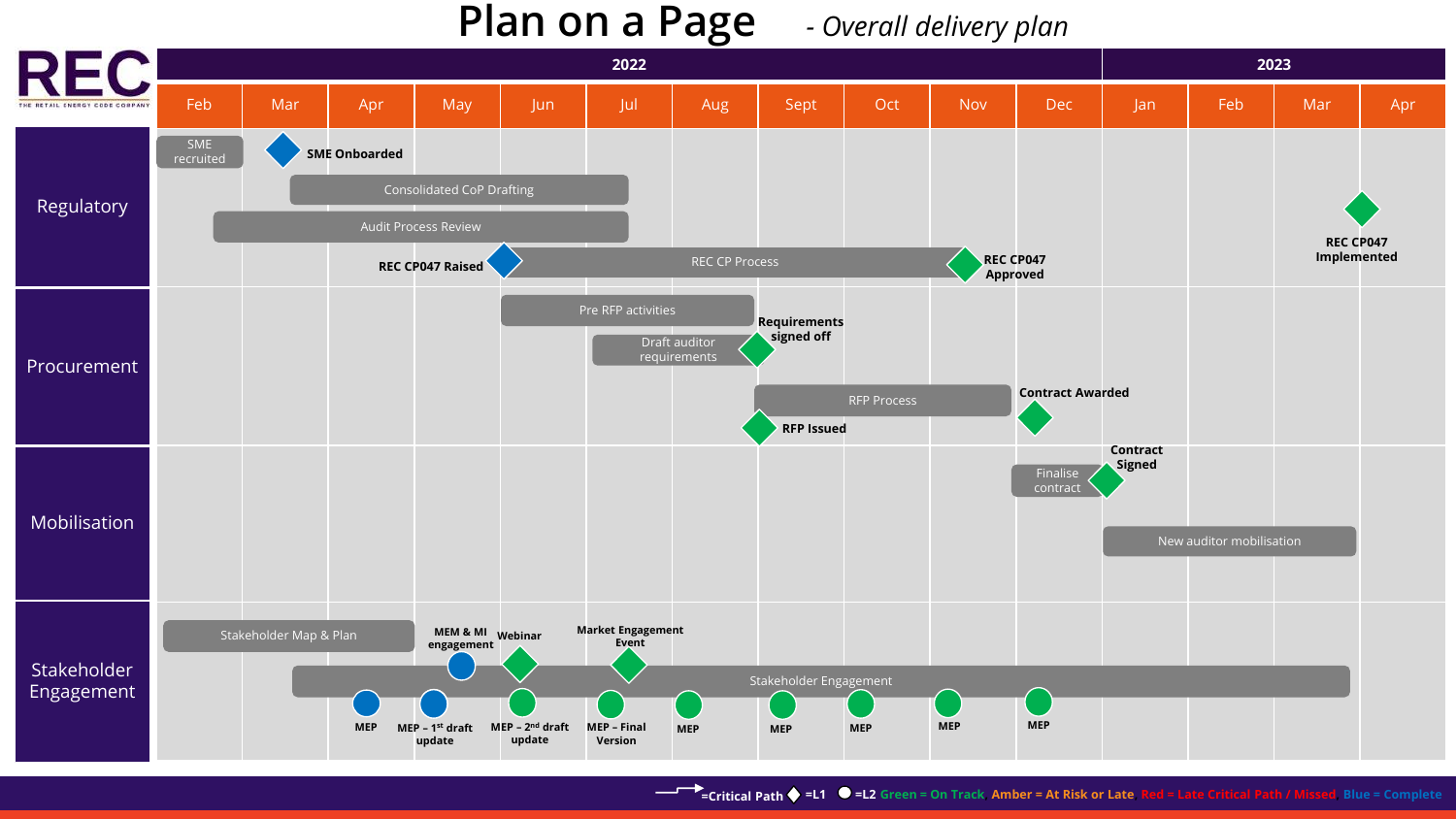# Plan on a Page *- Overall delivery plan*

REC — THE RETAIL ENERGY CODE COMPANY

| | 2022 | | | | | | | | | | | 2023 | | | |
|---|---|---|---|---|---|---|---|---|---|---|---|---|---|---|---|
| | Feb | Mar | Apr | May | Jun | Jul | Aug | Sept | Oct | Nov | Dec | Jan | Feb | Mar | Apr |

## Regulatory
- SME recruited (Feb)
- **SME Onboarded** (Mar)
- Consolidated CoP Drafting (Mar – Jun)
- Audit Process Review (Feb – Jun)
- **REC CP047 Raised** (May)
- REC CP Process (May – Oct)
- **REC CP047 Approved** (Nov)
- **REC CP047 Implemented** (Apr 2023)

## Procurement
- Pre RFP activities (May – Jul)
- Draft auditor requirements (Jun – Jul)
- **Requirements signed off** (Aug)
- RFP Process (Aug – Oct)
- **RFP Issued** (Aug)
- **Contract Awarded** (Nov)

## Mobilisation
- Finalise contract (Nov – Dec)
- **Contract Signed** (Dec)
- New auditor mobilisation (Jan – Mar 2023)

## Stakeholder Engagement
- Stakeholder Map & Plan (Feb – Apr)
- Stakeholder Engagement (Mar – Mar 2023)
- **MEM & MI engagement** (Apr)
- **Webinar** (May)
- **Market Engagement Event** (Jun)
- **MEP** (Mar)
- **MEP – 1st draft update** (Apr)
- **MEP – 2nd draft update** (May)
- **MEP – Final Version** (Jun)
- **MEP** (Jul)
- **MEP** (Aug)
- **MEP** (Sept)
- **MEP** (Oct)
- **MEP** (Nov)

Key: → =Critical Path ◆ =L1 ● =L2 Green = On Track Amber = At Risk or Late Red = Late Critical Path / Missed Blue = Complete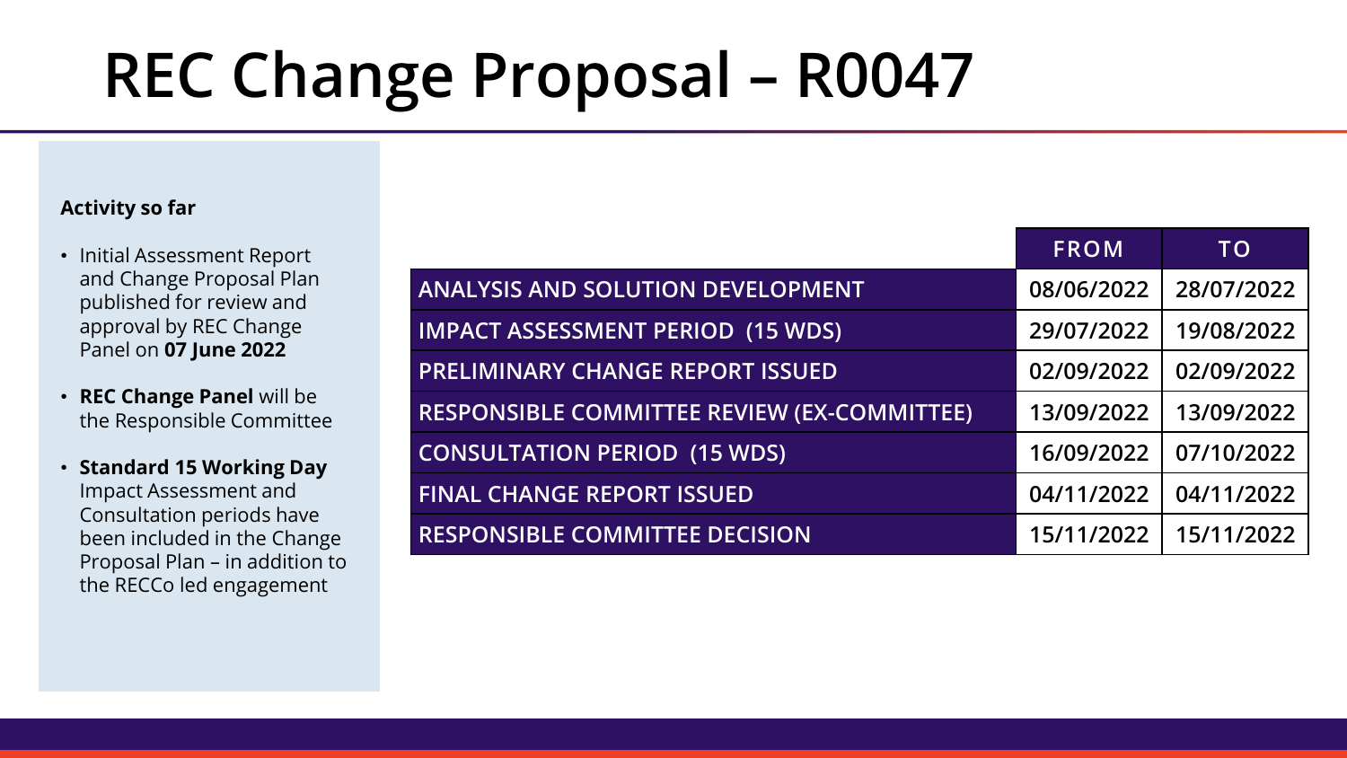# REC Change Proposal – R0047

**Activity so far**

- Initial Assessment Report and Change Proposal Plan published for review and approval by REC Change Panel on **07 June 2022**
- **REC Change Panel** will be the Responsible Committee
- **Standard 15 Working Day** Impact Assessment and Consultation periods have been included in the Change Proposal Plan – in addition to the RECCo led engagement

| | FROM | TO |
|---|---|---|
| ANALYSIS AND SOLUTION DEVELOPMENT | 08/06/2022 | 28/07/2022 |
| IMPACT ASSESSMENT PERIOD (15 WDS) | 29/07/2022 | 19/08/2022 |
| PRELIMINARY CHANGE REPORT ISSUED | 02/09/2022 | 02/09/2022 |
| RESPONSIBLE COMMITTEE REVIEW (EX-COMMITTEE) | 13/09/2022 | 13/09/2022 |
| CONSULTATION PERIOD (15 WDS) | 16/09/2022 | 07/10/2022 |
| FINAL CHANGE REPORT ISSUED | 04/11/2022 | 04/11/2022 |
| RESPONSIBLE COMMITTEE DECISION | 15/11/2022 | 15/11/2022 |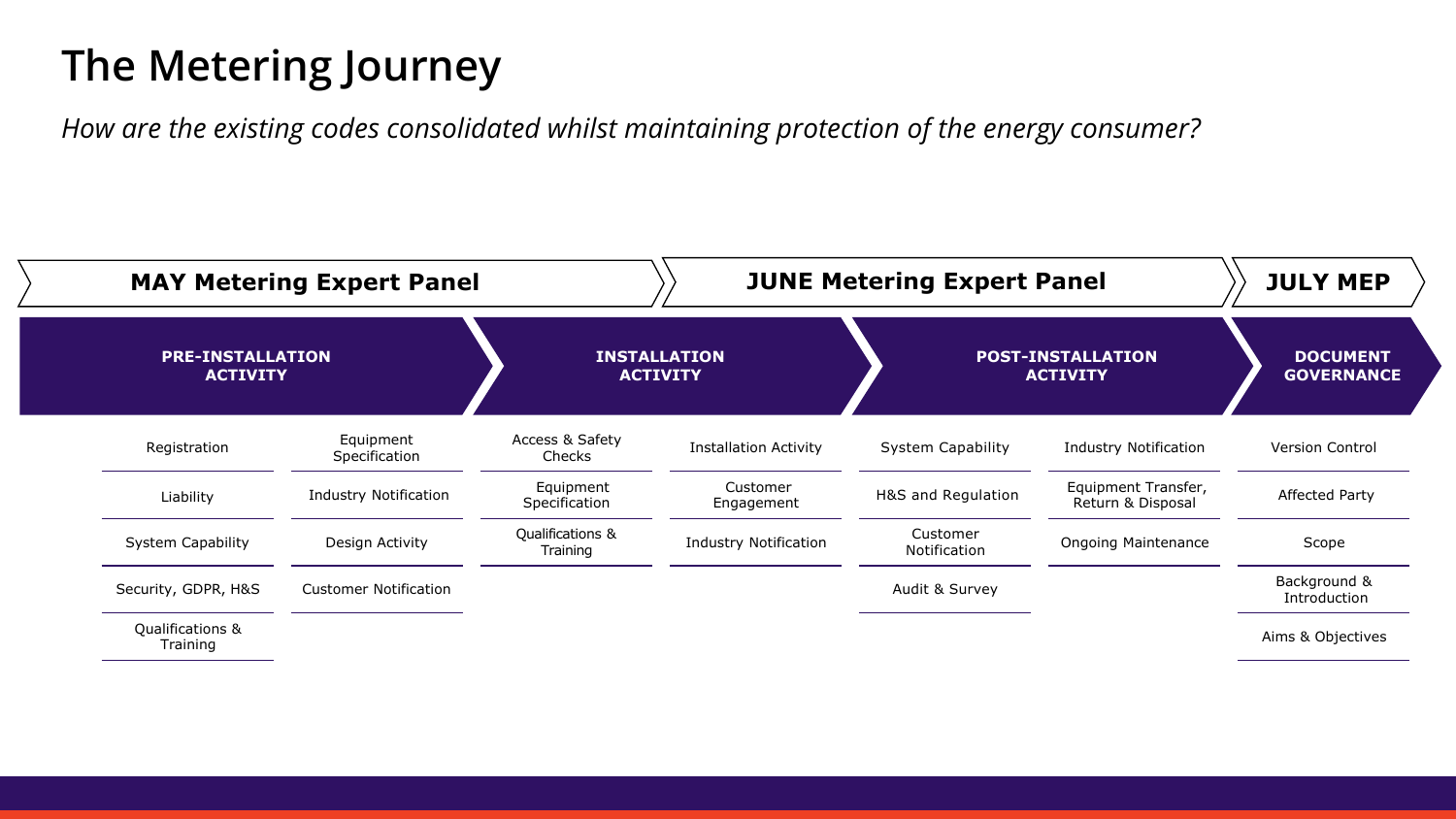# The Metering Journey

*How are the existing codes consolidated whilst maintaining protection of the energy consumer?*

| MAY Metering Expert Panel | | JUNE Metering Expert Panel | | | | JULY MEP |
|---|---|---|---|---|---|---|
| **PRE-INSTALLATION ACTIVITY** | | **INSTALLATION ACTIVITY** | | **POST-INSTALLATION ACTIVITY** | | **DOCUMENT GOVERNANCE** |
| Registration | Equipment Specification | Access & Safety Checks | Installation Activity | System Capability | Industry Notification | Version Control |
| Liability | Industry Notification | Equipment Specification | Customer Engagement | H&S and Regulation | Equipment Transfer, Return & Disposal | Affected Party |
| System Capability | Design Activity | Qualifications & Training | Industry Notification | Customer Notification | Ongoing Maintenance | Scope |
| Security, GDPR, H&S | Customer Notification | | | Audit & Survey | | Background & Introduction |
| Qualifications & Training | | | | | | Aims & Objectives |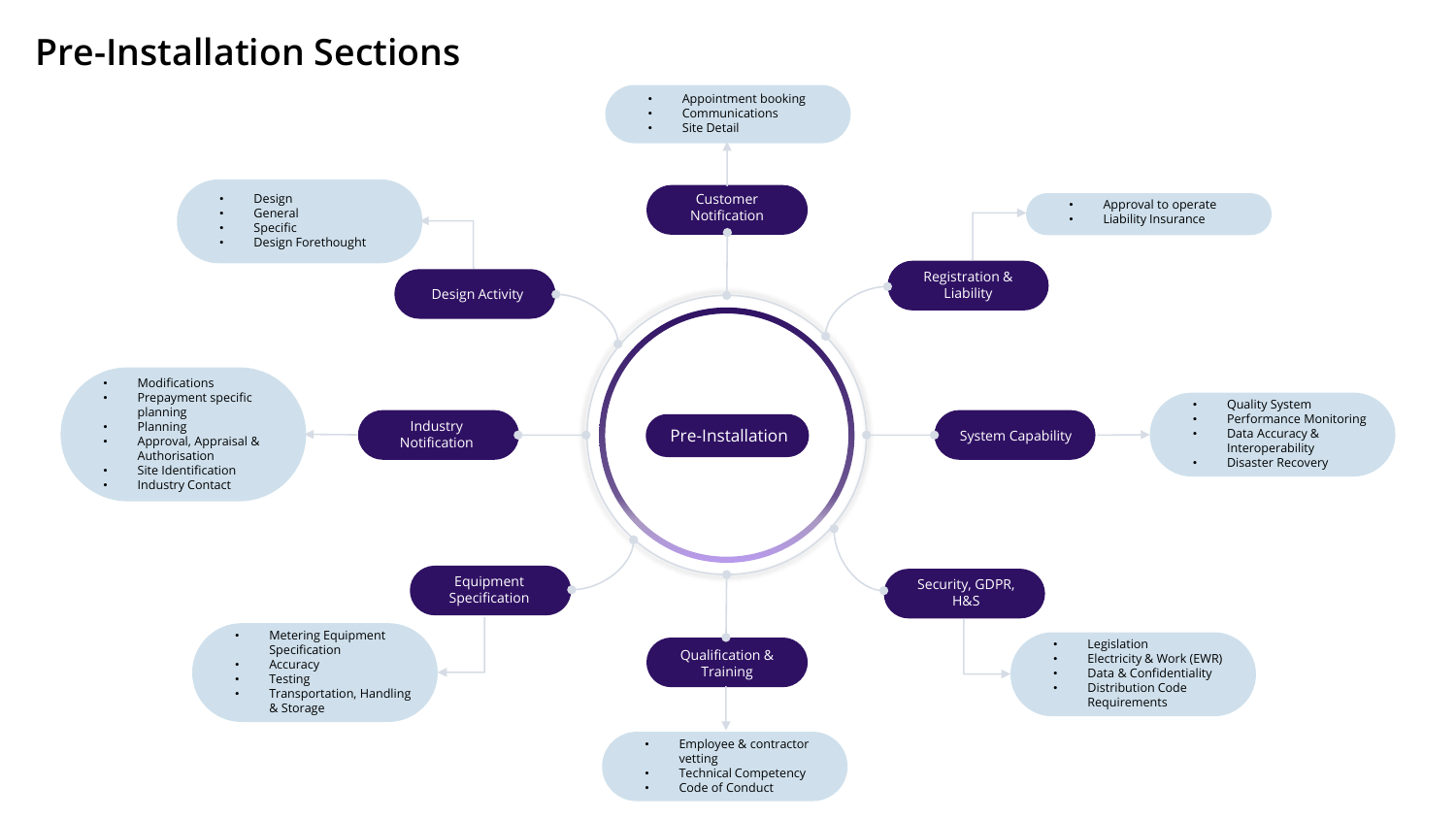# Pre-Installation Sections

## Pre-Installation

### Customer Notification
- Appointment booking
- Communications
- Site Detail

### Registration & Liability
- Approval to operate
- Liability Insurance

### System Capability
- Quality System
- Performance Monitoring
- Data Accuracy & Interoperability
- Disaster Recovery

### Security, GDPR, H&S
- Legislation
- Electricity & Work (EWR)
- Data & Confidentiality
- Distribution Code Requirements

### Qualification & Training
- Employee & contractor vetting
- Technical Competency
- Code of Conduct

### Equipment Specification
- Metering Equipment Specification
- Accuracy
- Testing
- Transportation, Handling & Storage

### Industry Notification
- Modifications
- Prepayment specific planning
- Planning
- Approval, Appraisal & Authorisation
- Site Identification
- Industry Contact

### Design Activity
- Design
- General
- Specific
- Design Forethought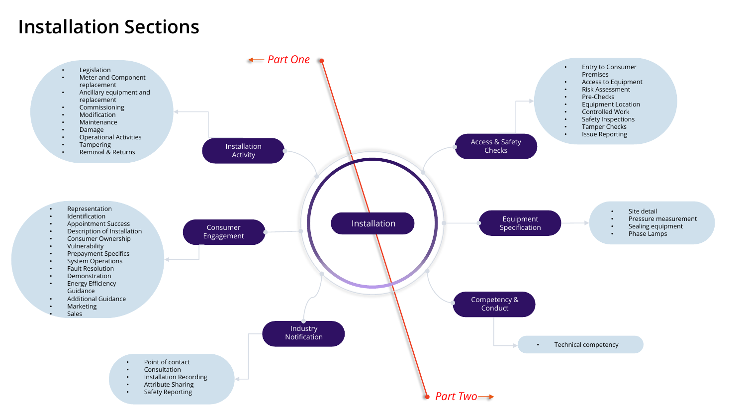# Installation Sections

← Part One

Part Two →

**Installation**

## Installation Activity

- Legislation
- Meter and Component replacement
- Ancillary equipment and replacement
- Commissioning
- Modification
- Maintenance
- Damage
- Operational Activities
- Tampering
- Removal & Returns

## Consumer Engagement

- Representation
- Identification
- Appointment Success
- Description of Installation
- Consumer Ownership
- Vulnerability
- Prepayment Specifics
- System Operations
- Fault Resolution
- Demonstration
- Energy Efficiency Guidance
- Additional Guidance
- Marketing
- Sales

## Industry Notification

- Point of contact
- Consultation
- Installation Recording
- Attribute Sharing
- Safety Reporting

## Access & Safety Checks

- Entry to Consumer Premises
- Access to Equipment
- Risk Assessment
- Pre-Checks
- Equipment Location
- Controlled Work
- Safety Inspections
- Tamper Checks
- Issue Reporting

## Equipment Specification

- Site detail
- Pressure measurement
- Sealing equipment
- Phase Lamps

## Competency & Conduct

- Technical competency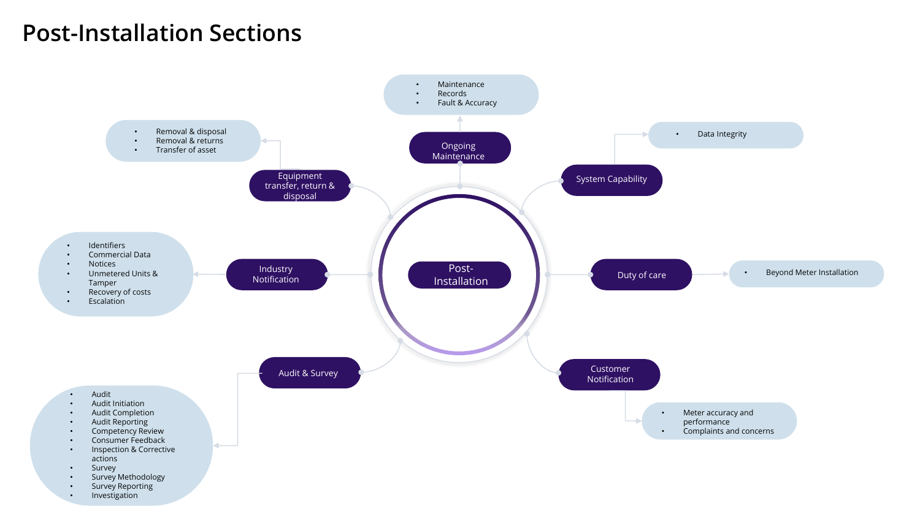# Post-Installation Sections

## Post-Installation

### Ongoing Maintenance

- Maintenance
- Records
- Fault & Accuracy

### System Capability

- Data Integrity

### Duty of care

- Beyond Meter Installation

### Customer Notification

- Meter accuracy and performance
- Complaints and concerns

### Audit & Survey

- Audit
- Audit Initiation
- Audit Completion
- Audit Reporting
- Competency Review
- Consumer Feedback
- Inspection & Corrective actions
- Survey
- Survey Methodology
- Survey Reporting
- Investigation

### Industry Notification

- Identifiers
- Commercial Data
- Notices
- Unmetered Units & Tamper
- Recovery of costs
- Escalation

### Equipment transfer, return & disposal

- Removal & disposal
- Removal & returns
- Transfer of asset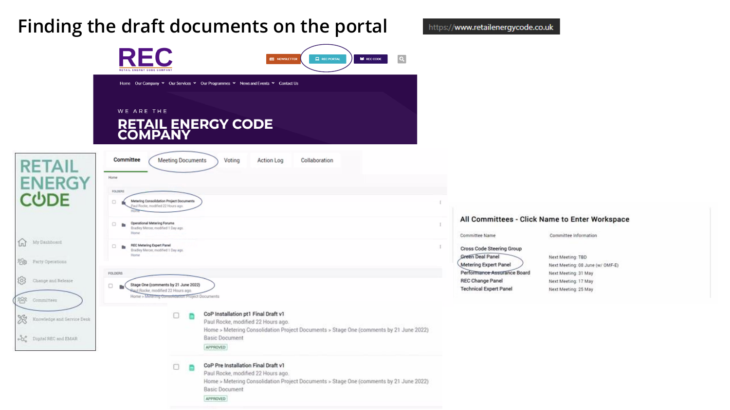# Finding the draft documents on the portal

https://www.retailenergycode.co.uk

REC
RETAIL ENERGY CODE COMPANY

NEWSLETTER | REC PORTAL | REC CODE

Home | Our Company | Our Services | Our Programmes | News and Events | Contact Us

WE ARE THE

RETAIL ENERGY CODE COMPANY

RETAIL ENERGY CODE

- My Dashboard
- Party Operations
- Change and Release
- Committees
- Knowledge and Service Desk
- Digital REC and EMAR

Committee | Meeting Documents | Voting | Action Log | Collaboration

Home

FOLDERS

- Metering Consolidation Project Documents
  Paul Rocke, modified 22 Hours ago.
  Home
- Operational Metering Forums
  Bradley Mercer, modified 1 Day ago.
  Home
- REC Metering Expert Panel
  Bradley Mercer, modified 1 Day ago.
  Home

FOLDERS

- Stage One (comments by 21 June 2022)
  Paul Rocke, modified 22 Hours ago.
  Home » Metering Consolidation Project Documents

- CoP Installation pt1 Final Draft v1
  Paul Rocke, modified 22 Hours ago.
  Home » Metering Consolidation Project Documents » Stage One (comments by 21 June 2022)
  Basic Document
  APPROVED
- CoP Pre Installation Final Draft v1
  Paul Rocke, modified 22 Hours ago.
  Home » Metering Consolidation Project Documents » Stage One (comments by 21 June 2022)
  Basic Document
  APPROVED

**All Committees - Click Name to Enter Workspace**

| Committee Name | Committee Information |
| --- | --- |
| Cross Code Steering Group | |
| Green Deal Panel | Next Meeting: TBD |
| Metering Expert Panel | Next Meeting: 08 June (w/ OMF-E) |
| Performance Assurance Board | Next Meeting: 31 May |
| REC Change Panel | Next Meeting: 17 May |
| Technical Expert Panel | Next Meeting: 25 May |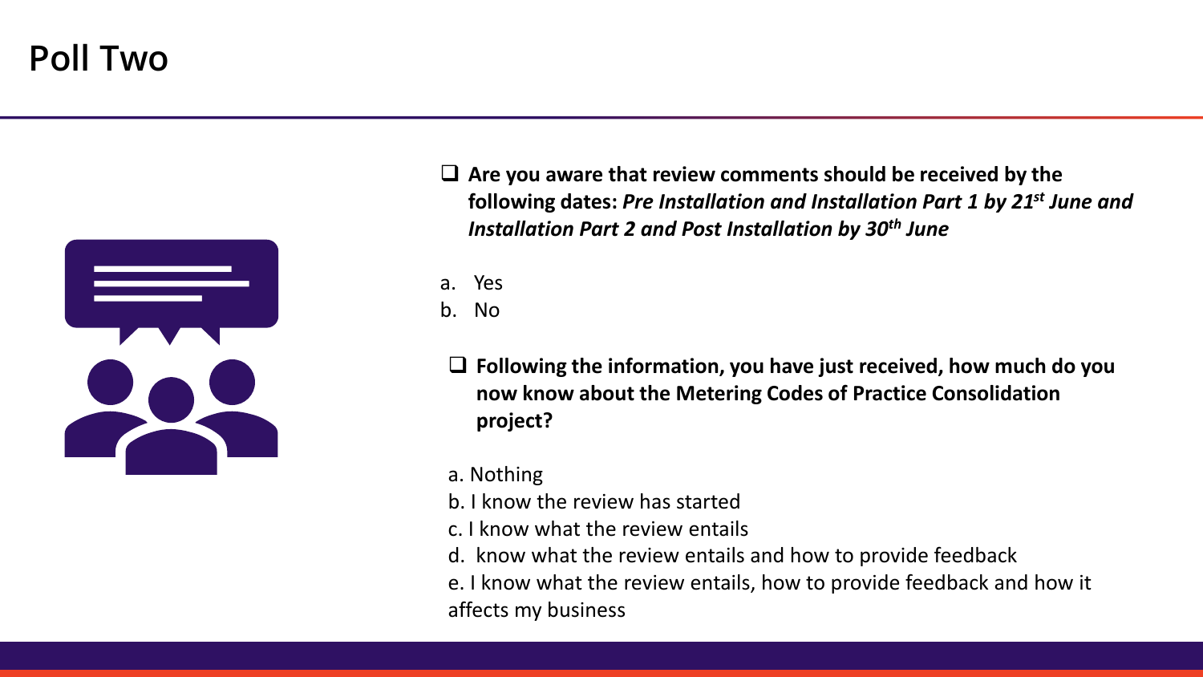# Poll Two

- **Are you aware that review comments should be received by the following dates:** ***Pre Installation and Installation Part 1 by 21st June and Installation Part 2 and Post Installation by 30th June***

a. Yes
b. No

- **Following the information, you have just received, how much do you now know about the Metering Codes of Practice Consolidation project?**

a. Nothing
b. I know the review has started
c. I know what the review entails
d. know what the review entails and how to provide feedback
e. I know what the review entails, how to provide feedback and how it affects my business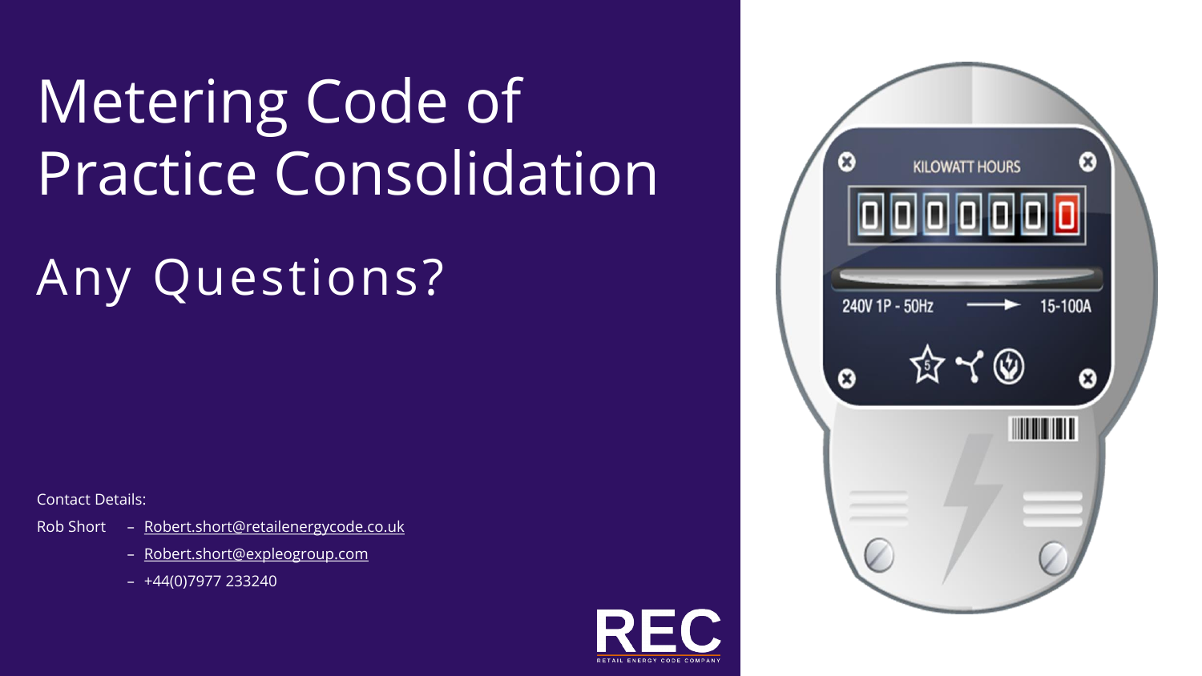# Metering Code of Practice Consolidation

## Any Questions?

Contact Details:

Rob Short – Robert.short@retailenergycode.co.uk

– Robert.short@expleogroup.com

– +44(0)7977 233240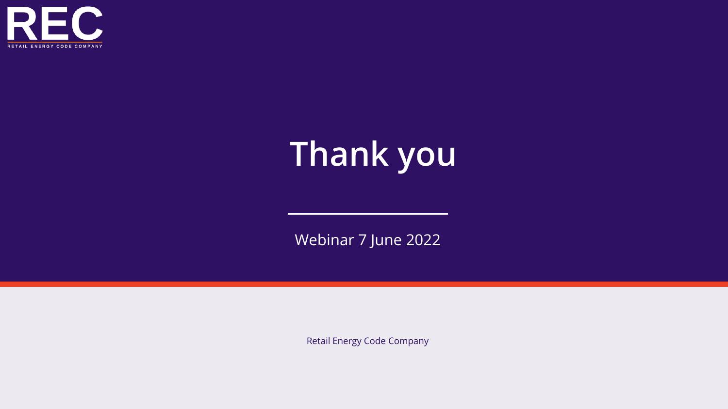REC

RETAIL ENERGY CODE COMPANY

# Thank you

Webinar 7 June 2022

Retail Energy Code Company